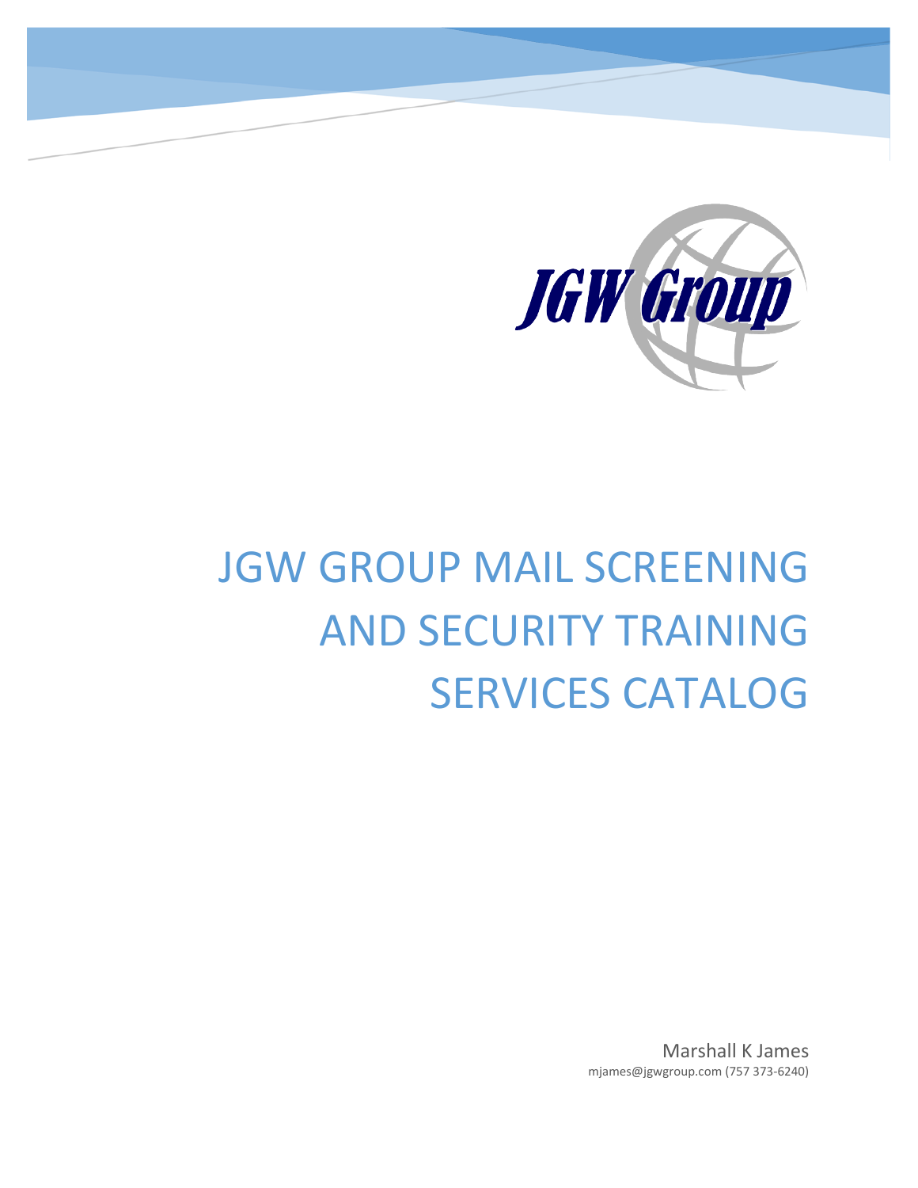# JGW GROUP MAIL SCREENING AND SECURITY TRAINING SERVICES CATALOG

Marshall K James
mjames@jgwgroup.com (757 373-6240)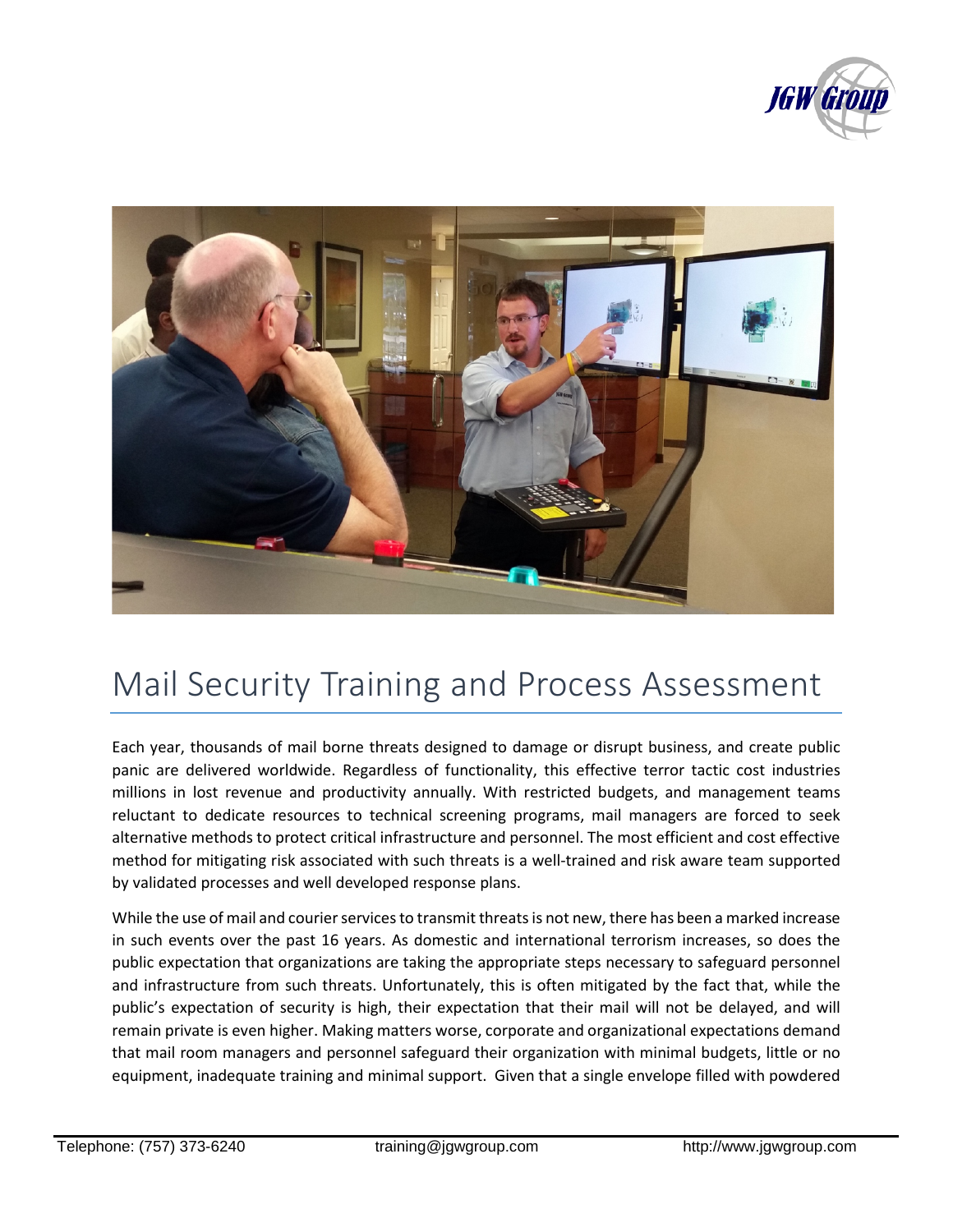# Mail Security Training and Process Assessment

Each year, thousands of mail borne threats designed to damage or disrupt business, and create public panic are delivered worldwide. Regardless of functionality, this effective terror tactic cost industries millions in lost revenue and productivity annually. With restricted budgets, and management teams reluctant to dedicate resources to technical screening programs, mail managers are forced to seek alternative methods to protect critical infrastructure and personnel. The most efficient and cost effective method for mitigating risk associated with such threats is a well-trained and risk aware team supported by validated processes and well developed response plans.

While the use of mail and courier services to transmit threats is not new, there has been a marked increase in such events over the past 16 years. As domestic and international terrorism increases, so does the public expectation that organizations are taking the appropriate steps necessary to safeguard personnel and infrastructure from such threats. Unfortunately, this is often mitigated by the fact that, while the public's expectation of security is high, their expectation that their mail will not be delayed, and will remain private is even higher. Making matters worse, corporate and organizational expectations demand that mail room managers and personnel safeguard their organization with minimal budgets, little or no equipment, inadequate training and minimal support. Given that a single envelope filled with powdered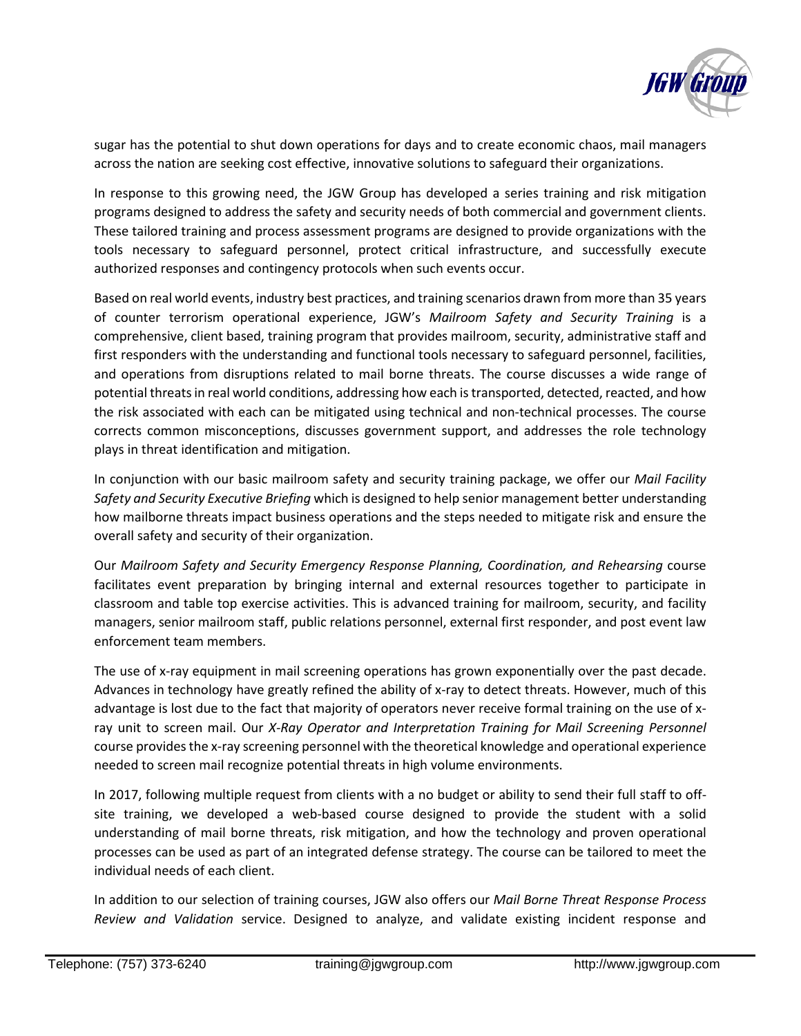sugar has the potential to shut down operations for days and to create economic chaos, mail managers across the nation are seeking cost effective, innovative solutions to safeguard their organizations.

In response to this growing need, the JGW Group has developed a series training and risk mitigation programs designed to address the safety and security needs of both commercial and government clients. These tailored training and process assessment programs are designed to provide organizations with the tools necessary to safeguard personnel, protect critical infrastructure, and successfully execute authorized responses and contingency protocols when such events occur.

Based on real world events, industry best practices, and training scenarios drawn from more than 35 years of counter terrorism operational experience, JGW's *Mailroom Safety and Security Training* is a comprehensive, client based, training program that provides mailroom, security, administrative staff and first responders with the understanding and functional tools necessary to safeguard personnel, facilities, and operations from disruptions related to mail borne threats. The course discusses a wide range of potential threats in real world conditions, addressing how each is transported, detected, reacted, and how the risk associated with each can be mitigated using technical and non-technical processes. The course corrects common misconceptions, discusses government support, and addresses the role technology plays in threat identification and mitigation.

In conjunction with our basic mailroom safety and security training package, we offer our *Mail Facility Safety and Security Executive Briefing* which is designed to help senior management better understanding how mailborne threats impact business operations and the steps needed to mitigate risk and ensure the overall safety and security of their organization.

Our *Mailroom Safety and Security Emergency Response Planning, Coordination, and Rehearsing* course facilitates event preparation by bringing internal and external resources together to participate in classroom and table top exercise activities. This is advanced training for mailroom, security, and facility managers, senior mailroom staff, public relations personnel, external first responder, and post event law enforcement team members.

The use of x-ray equipment in mail screening operations has grown exponentially over the past decade. Advances in technology have greatly refined the ability of x-ray to detect threats. However, much of this advantage is lost due to the fact that majority of operators never receive formal training on the use of x-ray unit to screen mail. Our *X-Ray Operator and Interpretation Training for Mail Screening Personnel* course provides the x-ray screening personnel with the theoretical knowledge and operational experience needed to screen mail recognize potential threats in high volume environments.

In 2017, following multiple request from clients with a no budget or ability to send their full staff to off-site training, we developed a web-based course designed to provide the student with a solid understanding of mail borne threats, risk mitigation, and how the technology and proven operational processes can be used as part of an integrated defense strategy. The course can be tailored to meet the individual needs of each client.

In addition to our selection of training courses, JGW also offers our *Mail Borne Threat Response Process Review and Validation* service. Designed to analyze, and validate existing incident response and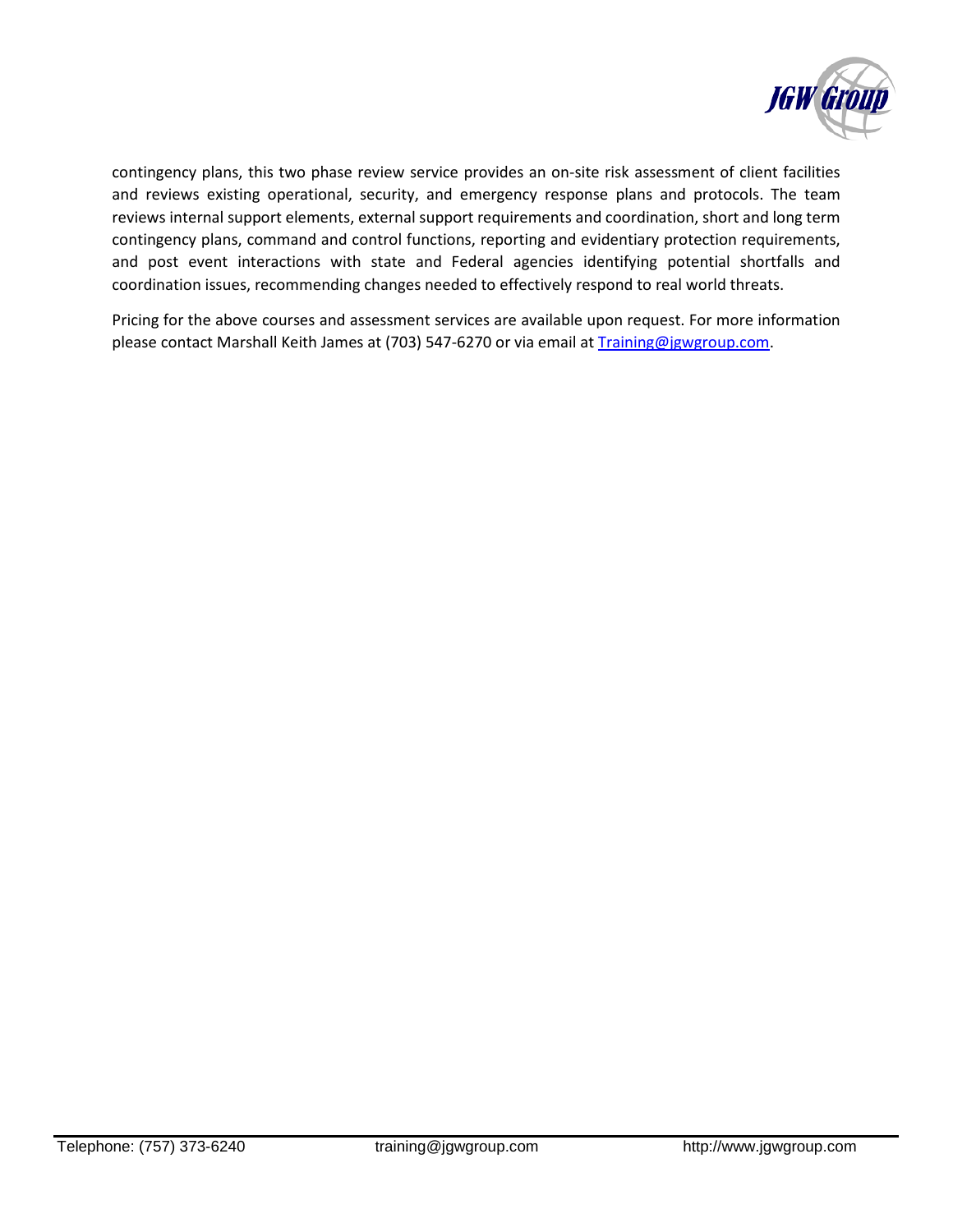contingency plans, this two phase review service provides an on-site risk assessment of client facilities and reviews existing operational, security, and emergency response plans and protocols. The team reviews internal support elements, external support requirements and coordination, short and long term contingency plans, command and control functions, reporting and evidentiary protection requirements, and post event interactions with state and Federal agencies identifying potential shortfalls and coordination issues, recommending changes needed to effectively respond to real world threats.

Pricing for the above courses and assessment services are available upon request. For more information please contact Marshall Keith James at (703) 547-6270 or via email at [Training@jgwgroup.com](mailto:Training@jgwgroup.com).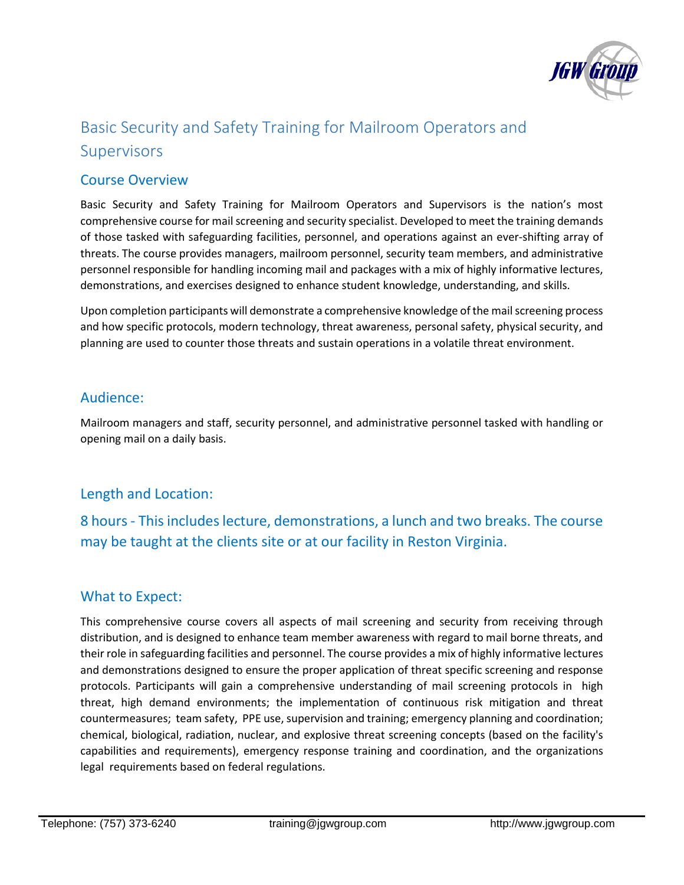# Basic Security and Safety Training for Mailroom Operators and Supervisors

## Course Overview

Basic Security and Safety Training for Mailroom Operators and Supervisors is the nation's most comprehensive course for mail screening and security specialist. Developed to meet the training demands of those tasked with safeguarding facilities, personnel, and operations against an ever-shifting array of threats. The course provides managers, mailroom personnel, security team members, and administrative personnel responsible for handling incoming mail and packages with a mix of highly informative lectures, demonstrations, and exercises designed to enhance student knowledge, understanding, and skills.

Upon completion participants will demonstrate a comprehensive knowledge of the mail screening process and how specific protocols, modern technology, threat awareness, personal safety, physical security, and planning are used to counter those threats and sustain operations in a volatile threat environment.

## Audience:

Mailroom managers and staff, security personnel, and administrative personnel tasked with handling or opening mail on a daily basis.

## Length and Location:

8 hours - This includes lecture, demonstrations, a lunch and two breaks. The course may be taught at the clients site or at our facility in Reston Virginia.

## What to Expect:

This comprehensive course covers all aspects of mail screening and security from receiving through distribution, and is designed to enhance team member awareness with regard to mail borne threats, and their role in safeguarding facilities and personnel. The course provides a mix of highly informative lectures and demonstrations designed to ensure the proper application of threat specific screening and response protocols. Participants will gain a comprehensive understanding of mail screening protocols in high threat, high demand environments; the implementation of continuous risk mitigation and threat countermeasures; team safety, PPE use, supervision and training; emergency planning and coordination; chemical, biological, radiation, nuclear, and explosive threat screening concepts (based on the facility's capabilities and requirements), emergency response training and coordination, and the organizations legal requirements based on federal regulations.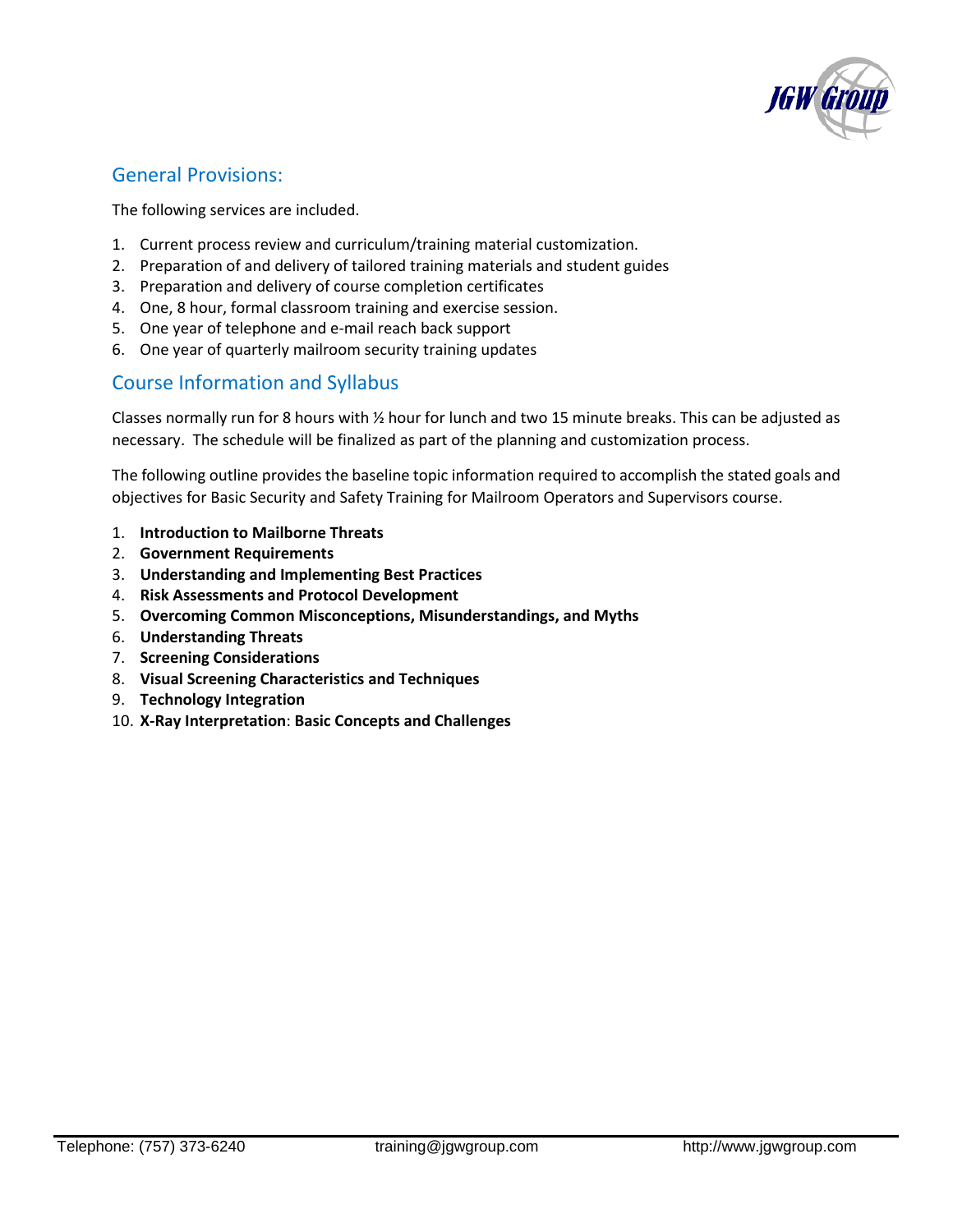## General Provisions:

The following services are included.

1. Current process review and curriculum/training material customization.
2. Preparation of and delivery of tailored training materials and student guides
3. Preparation and delivery of course completion certificates
4. One, 8 hour, formal classroom training and exercise session.
5. One year of telephone and e-mail reach back support
6. One year of quarterly mailroom security training updates

## Course Information and Syllabus

Classes normally run for 8 hours with ½ hour for lunch and two 15 minute breaks. This can be adjusted as necessary. The schedule will be finalized as part of the planning and customization process.

The following outline provides the baseline topic information required to accomplish the stated goals and objectives for Basic Security and Safety Training for Mailroom Operators and Supervisors course.

1. **Introduction to Mailborne Threats**
2. **Government Requirements**
3. **Understanding and Implementing Best Practices**
4. **Risk Assessments and Protocol Development**
5. **Overcoming Common Misconceptions, Misunderstandings, and Myths**
6. **Understanding Threats**
7. **Screening Considerations**
8. **Visual Screening Characteristics and Techniques**
9. **Technology Integration**
10. **X-Ray Interpretation**: **Basic Concepts and Challenges**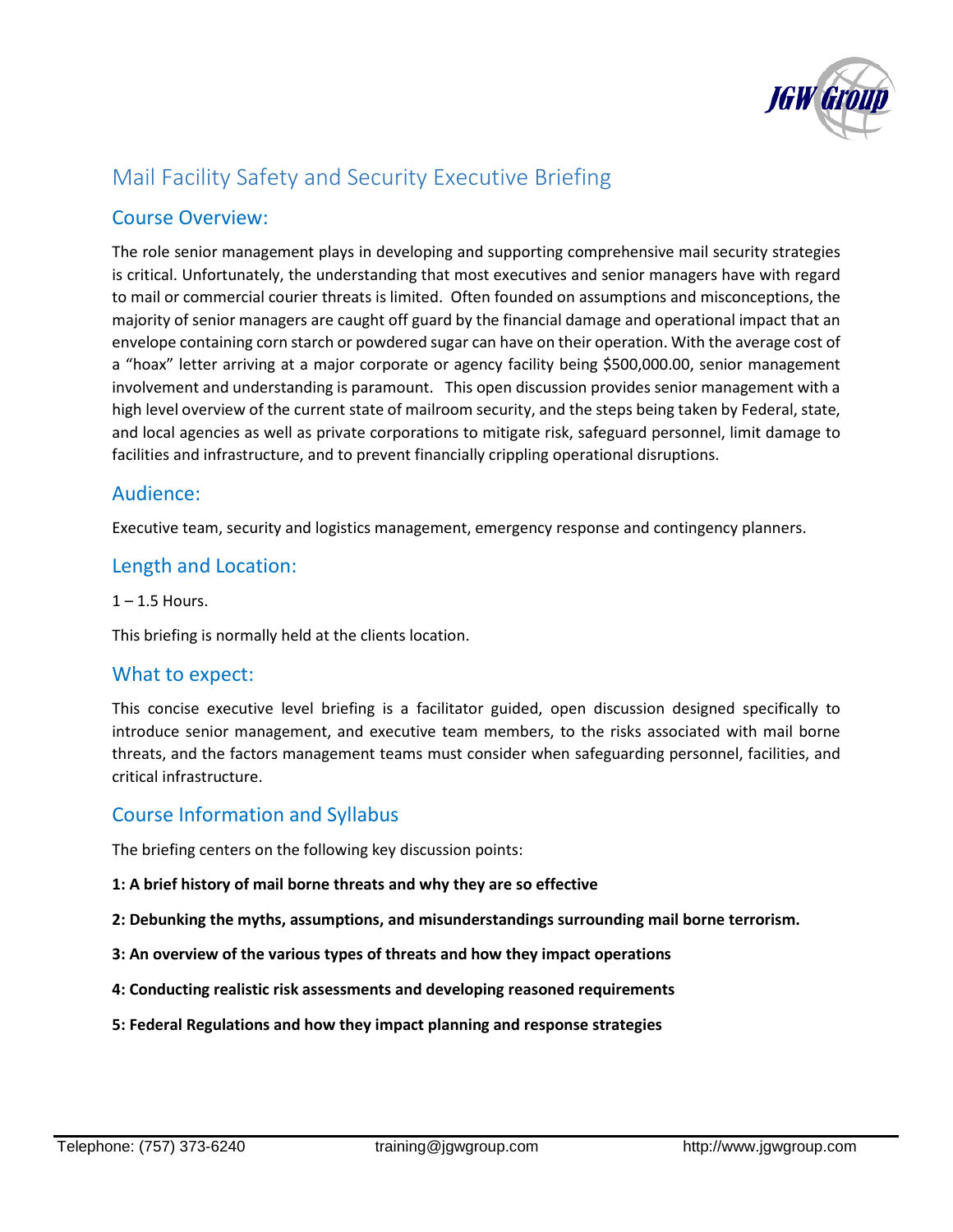# Mail Facility Safety and Security Executive Briefing

## Course Overview:

The role senior management plays in developing and supporting comprehensive mail security strategies is critical. Unfortunately, the understanding that most executives and senior managers have with regard to mail or commercial courier threats is limited. Often founded on assumptions and misconceptions, the majority of senior managers are caught off guard by the financial damage and operational impact that an envelope containing corn starch or powdered sugar can have on their operation. With the average cost of a "hoax" letter arriving at a major corporate or agency facility being $500,000.00, senior management involvement and understanding is paramount. This open discussion provides senior management with a high level overview of the current state of mailroom security, and the steps being taken by Federal, state, and local agencies as well as private corporations to mitigate risk, safeguard personnel, limit damage to facilities and infrastructure, and to prevent financially crippling operational disruptions.

## Audience:

Executive team, security and logistics management, emergency response and contingency planners.

## Length and Location:

1 – 1.5 Hours.

This briefing is normally held at the clients location.

## What to expect:

This concise executive level briefing is a facilitator guided, open discussion designed specifically to introduce senior management, and executive team members, to the risks associated with mail borne threats, and the factors management teams must consider when safeguarding personnel, facilities, and critical infrastructure.

## Course Information and Syllabus

The briefing centers on the following key discussion points:

**1: A brief history of mail borne threats and why they are so effective**

**2: Debunking the myths, assumptions, and misunderstandings surrounding mail borne terrorism.**

**3: An overview of the various types of threats and how they impact operations**

**4: Conducting realistic risk assessments and developing reasoned requirements**

**5: Federal Regulations and how they impact planning and response strategies**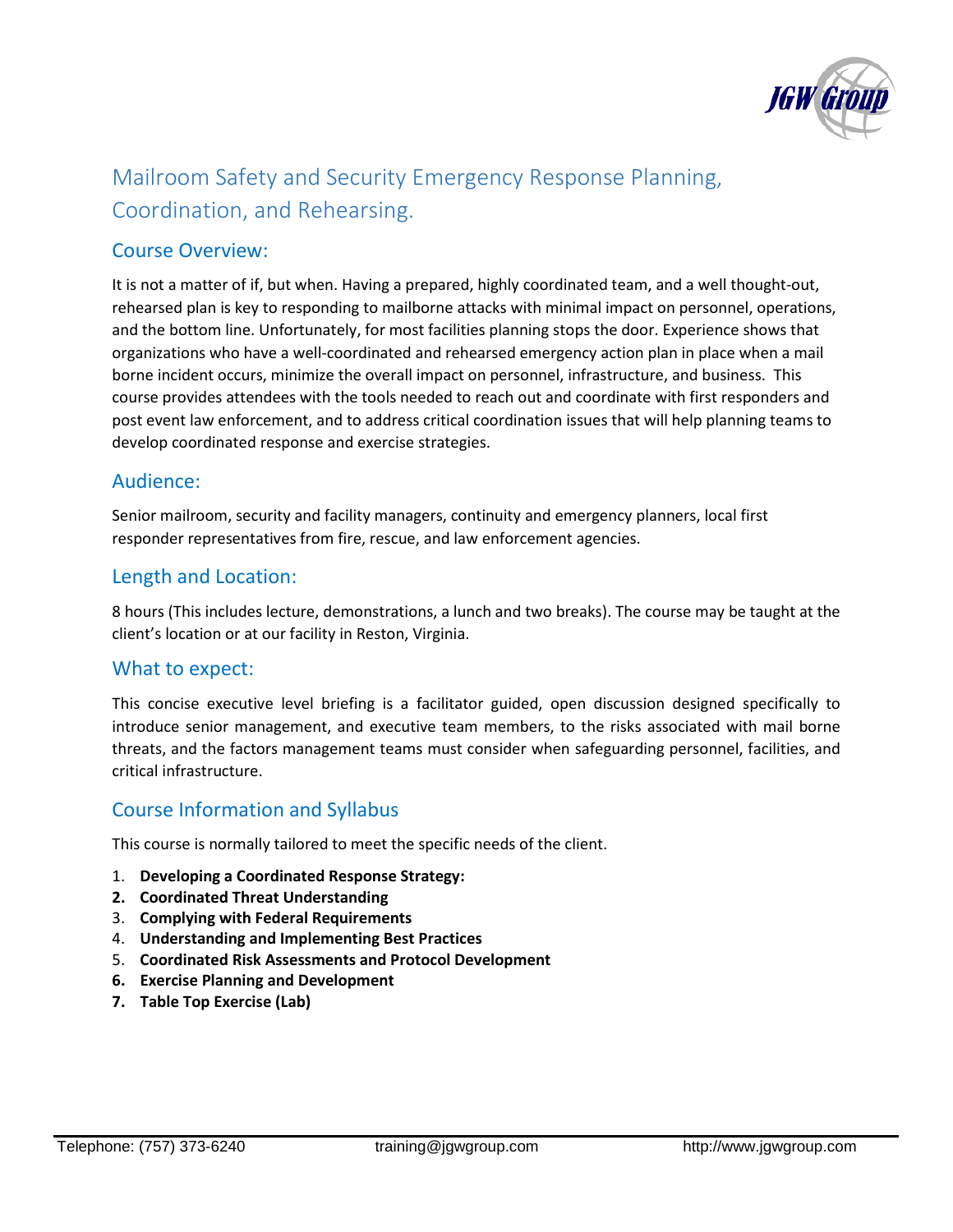# Mailroom Safety and Security Emergency Response Planning, Coordination, and Rehearsing.

## Course Overview:

It is not a matter of if, but when. Having a prepared, highly coordinated team, and a well thought-out, rehearsed plan is key to responding to mailborne attacks with minimal impact on personnel, operations, and the bottom line. Unfortunately, for most facilities planning stops the door. Experience shows that organizations who have a well-coordinated and rehearsed emergency action plan in place when a mail borne incident occurs, minimize the overall impact on personnel, infrastructure, and business. This course provides attendees with the tools needed to reach out and coordinate with first responders and post event law enforcement, and to address critical coordination issues that will help planning teams to develop coordinated response and exercise strategies.

## Audience:

Senior mailroom, security and facility managers, continuity and emergency planners, local first responder representatives from fire, rescue, and law enforcement agencies.

## Length and Location:

8 hours (This includes lecture, demonstrations, a lunch and two breaks). The course may be taught at the client's location or at our facility in Reston, Virginia.

## What to expect:

This concise executive level briefing is a facilitator guided, open discussion designed specifically to introduce senior management, and executive team members, to the risks associated with mail borne threats, and the factors management teams must consider when safeguarding personnel, facilities, and critical infrastructure.

## Course Information and Syllabus

This course is normally tailored to meet the specific needs of the client.

1. **Developing a Coordinated Response Strategy:**
2. **Coordinated Threat Understanding**
3. **Complying with Federal Requirements**
4. **Understanding and Implementing Best Practices**
5. **Coordinated Risk Assessments and Protocol Development**
6. **Exercise Planning and Development**
7. **Table Top Exercise (Lab)**

Telephone: (757) 373-6240 training@jgwgroup.com http://www.jgwgroup.com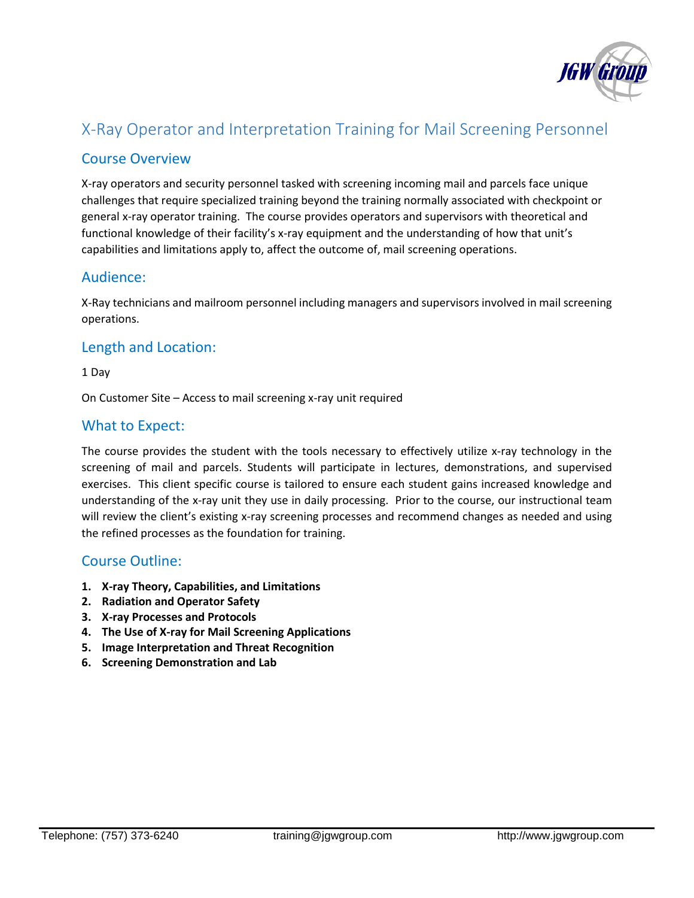# X-Ray Operator and Interpretation Training for Mail Screening Personnel

## Course Overview

X-ray operators and security personnel tasked with screening incoming mail and parcels face unique challenges that require specialized training beyond the training normally associated with checkpoint or general x-ray operator training. The course provides operators and supervisors with theoretical and functional knowledge of their facility's x-ray equipment and the understanding of how that unit's capabilities and limitations apply to, affect the outcome of, mail screening operations.

## Audience:

X-Ray technicians and mailroom personnel including managers and supervisors involved in mail screening operations.

## Length and Location:

1 Day

On Customer Site – Access to mail screening x-ray unit required

## What to Expect:

The course provides the student with the tools necessary to effectively utilize x-ray technology in the screening of mail and parcels. Students will participate in lectures, demonstrations, and supervised exercises. This client specific course is tailored to ensure each student gains increased knowledge and understanding of the x-ray unit they use in daily processing. Prior to the course, our instructional team will review the client's existing x-ray screening processes and recommend changes as needed and using the refined processes as the foundation for training.

## Course Outline:

1. **X-ray Theory, Capabilities, and Limitations**
2. **Radiation and Operator Safety**
3. **X-ray Processes and Protocols**
4. **The Use of X-ray for Mail Screening Applications**
5. **Image Interpretation and Threat Recognition**
6. **Screening Demonstration and Lab**

Telephone: (757) 373-6240 training@jgwgroup.com http://www.jgwgroup.com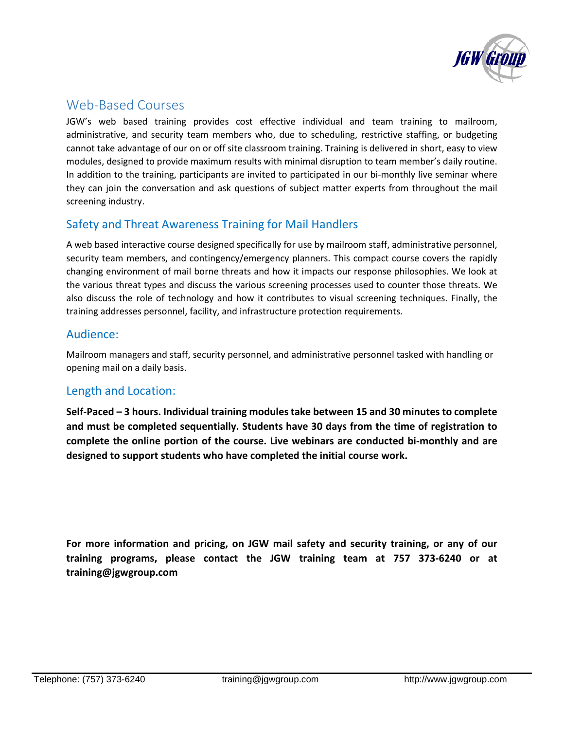## Web-Based Courses

JGW's web based training provides cost effective individual and team training to mailroom, administrative, and security team members who, due to scheduling, restrictive staffing, or budgeting cannot take advantage of our on or off site classroom training. Training is delivered in short, easy to view modules, designed to provide maximum results with minimal disruption to team member's daily routine. In addition to the training, participants are invited to participated in our bi-monthly live seminar where they can join the conversation and ask questions of subject matter experts from throughout the mail screening industry.

### Safety and Threat Awareness Training for Mail Handlers

A web based interactive course designed specifically for use by mailroom staff, administrative personnel, security team members, and contingency/emergency planners. This compact course covers the rapidly changing environment of mail borne threats and how it impacts our response philosophies. We look at the various threat types and discuss the various screening processes used to counter those threats. We also discuss the role of technology and how it contributes to visual screening techniques. Finally, the training addresses personnel, facility, and infrastructure protection requirements.

### Audience:

Mailroom managers and staff, security personnel, and administrative personnel tasked with handling or opening mail on a daily basis.

### Length and Location:

**Self-Paced – 3 hours. Individual training modules take between 15 and 30 minutes to complete and must be completed sequentially. Students have 30 days from the time of registration to complete the online portion of the course. Live webinars are conducted bi-monthly and are designed to support students who have completed the initial course work.**

**For more information and pricing, on JGW mail safety and security training, or any of our training programs, please contact the JGW training team at 757 373-6240 or at training@jgwgroup.com**